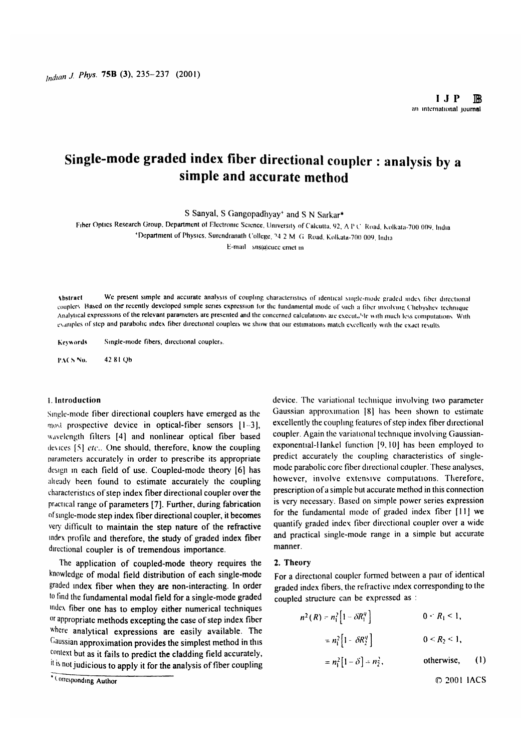# Single-mode graded index fiber directional coupler : analysis by a simple and accurate method

S Sanyal, S Gangopadhyay[+] and S N Sarkar*

Fiber Optics Research Group, Department of Electronic Science, University of Calcutta, 92, A P C Road, Kolkata-700 009, India

[+]Department of Physics, Surendranath College, 24 2 M G Road, Kolkata-700 009, India

E-mail sns@cucc ernet in

**Abstract** We present simple and accurate analysis of coupling characteristics of identical single-mode graded index fiber directional couplers Based on the recently developed simple series expression for the fundamental mode of such a fiber involving Chebyshev technique Analytical expressions of the relevant parameters are presented and the concerned calculations are executable with much less computations With examples of step and parabolic index fiber directional couplers we show that our estimations match excellently with the exact results

**Keywords** Single-mode fibers, directional couplers.

**PACS No.** 42 81 Qb

## 1. Introduction

Single-mode fiber directional couplers have emerged as the most prospective device in optical-fiber sensors [1–3], wavelength filters [4] and nonlinear optical fiber based devices [5] *etc.*. One should, therefore, know the coupling parameters accurately in order to prescribe its appropriate design in each field of use. Coupled-mode theory [6] has already been found to estimate accurately the coupling characteristics of step index fiber directional coupler over the practical range of parameters [7]. Further, during fabrication of single-mode step index fiber directional coupler, it becomes very difficult to maintain the step nature of the refractive index profile and therefore, the study of graded index fiber directional coupler is of tremendous importance.

The application of coupled-mode theory requires the knowledge of modal field distribution of each single-mode graded index fiber when they are non-interacting. In order to find the fundamental modal field for a single-mode graded index fiber one has to employ either numerical techniques or appropriate methods excepting the case of step index fiber where analytical expressions are easily available. The Gaussian approximation provides the simplest method in this context but as it fails to predict the cladding field accurately, it is not judicious to apply it for the analysis of fiber coupling device. The variational technique involving two parameter Gaussian approximation [8] has been shown to estimate excellently the coupling features of step index fiber directional coupler. Again the variational technique involving Gaussian-exponential-Hankel function [9, 10] has been employed to predict accurately the coupling characteristics of single-mode parabolic core fiber directional coupler. These analyses, however, involve extensive computations. Therefore, prescription of a simple but accurate method in this connection is very necessary. Based on simple power series expression for the fundamental mode of graded index fiber [11] we quantify graded index fiber directional coupler over a wide and practical single-mode range in a simple but accurate manner.

## 2. Theory

For a directional coupler formed between a pair of identical graded index fibers, the refractive index corresponding to the coupled structure can be expressed as :

$$
\begin{aligned}
n^2(R) &= n_1^2\left[1-\delta R_1^q\right] & 0 < R_1 < 1, \\
&= n_1^2\left[1-\delta R_2^q\right] & 0 < R_2 < 1, \\
&= n_1^2\left[1-\delta\right] = n_2^2, & \text{otherwise,} \qquad (1)
\end{aligned}
$$

* Corresponding Author

© 2001 IACS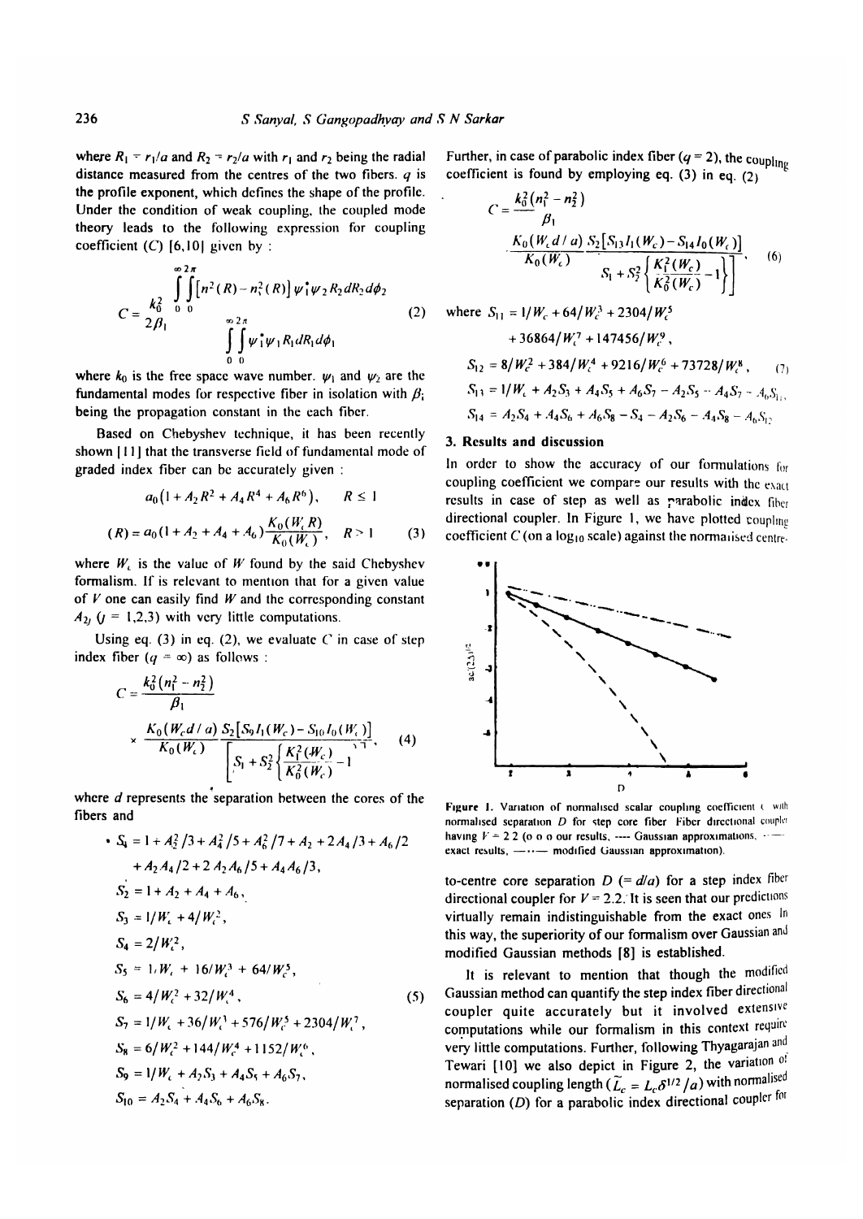where $R_1 = r_1/a$ and $R_2 = r_2/a$ with $r_1$ and $r_2$ being the radial distance measured from the centres of the two fibers. $q$ is the profile exponent, which defines the shape of the profile. Under the condition of weak coupling, the coupled mode theory leads to the following expression for coupling coefficient ($C$) [6,10] given by :

$$C = \frac{k_0^2}{2\beta_1} \frac{\int_0^\infty \int_0^{2\pi} \left[n^2(R) - n_s^2(R)\right] \psi_1^* \psi_2 R_2 dR_2 d\phi_2}{\int_0^\infty \int_0^{2\pi} \psi_1^* \psi_1 R_1 dR_1 d\phi_1} \tag{2}$$

where $k_0$ is the free space wave number. $\psi_1$ and $\psi_2$ are the fundamental modes for respective fiber in isolation with $\beta_i$ being the propagation constant in the each fiber.

Based on Chebyshev technique, it has been recently shown [11] that the transverse field of fundamental mode of graded index fiber can be accurately given :

$$(R) = \begin{cases} a_0\left(1 + A_2 R^2 + A_4 R^4 + A_6 R^6\right), & R \le 1 \\ a_0(1 + A_2 + A_4 + A_6)\dfrac{K_0(W_c R)}{K_0(W_c)}, & R > 1 \end{cases} \tag{3}$$

where $W_c$ is the value of $W$ found by the said Chebyshev formalism. If is relevant to mention that for a given value of $V$ one can easily find $W$ and the corresponding constant $A_{2j}$ ($j$ = 1,2,3) with very little computations.

Using eq. (3) in eq. (2), we evaluate $C$ in case of step index fiber ($q = \infty$) as follows :

$$C = \frac{k_0^2(n_1^2 - n_2^2)}{\beta_1} \times \frac{K_0(W_c d/a)}{K_0(W_c)} \frac{S_2\left[S_9 I_1(W_c) - S_{10} I_0(W_c)\right]}{\left[S_1 + S_2^2\left\{\dfrac{K_1^2(W_c)}{K_0^2(W_c)} - 1\right\}\right]}, \tag{4}$$

where $d$ represents the separation between the cores of the fibers and

$$\begin{aligned}
S_1 &= 1 + A_2^2/3 + A_4^2/5 + A_6^2/7 + A_2 + 2A_4/3 + A_6/2 \\
&\quad + A_2 A_4/2 + 2A_2 A_6/5 + A_4 A_6/3, \\
S_2 &= 1 + A_2 + A_4 + A_6, \\
S_3 &= 1/W_c + 4/W_c^3, \\
S_4 &= 2/W_c^2, \\
S_5 &= 1/W_c + 16/W_c^3 + 64/W_c^5, \\
S_6 &= 4/W_c^2 + 32/W_c^4, \\
S_7 &= 1/W_c + 36/W_c^3 + 576/W_c^5 + 2304/W_c^7, \\
S_8 &= 6/W_c^2 + 144/W_c^4 + 1152/W_c^6, \\
S_9 &= 1/W_c + A_2 S_3 + A_4 S_5 + A_6 S_7, \\
S_{10} &= A_2 S_4 + A_4 S_6 + A_6 S_8.
\end{aligned} \tag{5}$$

Further, in case of parabolic index fiber ($q = 2$), the coupling coefficient is found by employing eq. (3) in eq. (2)

$$C = \frac{k_0^2(n_1^2 - n_2^2)}{\beta_1} \cdot \frac{K_0(W_c d/a)}{K_0(W_c)} \frac{S_2\left[S_{13} I_1(W_c) - S_{14} I_0(W_c)\right]}{\left[S_1 + S_2^2\left\{\dfrac{K_1^2(W_c)}{K_0^2(W_c)} - 1\right\}\right]}, \tag{6}$$

$$\begin{aligned}
\text{where } S_{11} &= 1/W_c + 64/W_c^3 + 2304/W_c^5 \\
&\quad + 36864/W_c^7 + 147456/W_c^9, \\
S_{12} &= 8/W_c^2 + 384/W_c^4 + 9216/W_c^6 + 73728/W_c^8, \\
S_{13} &= 1/W_c + A_2 S_3 + A_4 S_5 + A_6 S_7 - A_2 S_5 - A_4 S_7 - A_6 S_{11}, \\
S_{14} &= A_2 S_4 + A_4 S_6 + A_6 S_8 - S_4 - A_2 S_6 - A_4 S_8 - A_6 S_{12}
\end{aligned} \tag{7}$$

## 3. Results and discussion

In order to show the accuracy of our formulations for coupling coefficient we compare our results with the exact results in case of step as well as parabolic index fiber directional coupler. In Figure 1, we have plotted coupling coefficient $C$ (on a $\log_{10}$ scale) against the normalised centre-to-centre core separation $D$ (= $d/a$) for a step index fiber directional coupler for $V = 2.2$. It is seen that our predictions virtually remain indistinguishable from the exact ones. In this way, the superiority of our formalism over Gaussian and modified Gaussian methods [8] is established.

**Figure 1.** Variation of normalised scalar coupling coefficient with normalised separation $D$ for step core fiber. Fiber directional coupler having $V = 2.2$ (o o o our results, ---- Gaussian approximations, —— exact results, —·—· modified Gaussian approximation).

It is relevant to mention that though the modified Gaussian method can quantify the step index fiber directional coupler quite accurately but it involved extensive computations while our formalism in this context require very little computations. Further, following Thyagarajan and Tewari [10] we also depict in Figure 2, the variation of normalised coupling length ($\tilde{L}_c = L_c \delta^{1/2}/a$) with normalised separation ($D$) for a parabolic index directional coupler for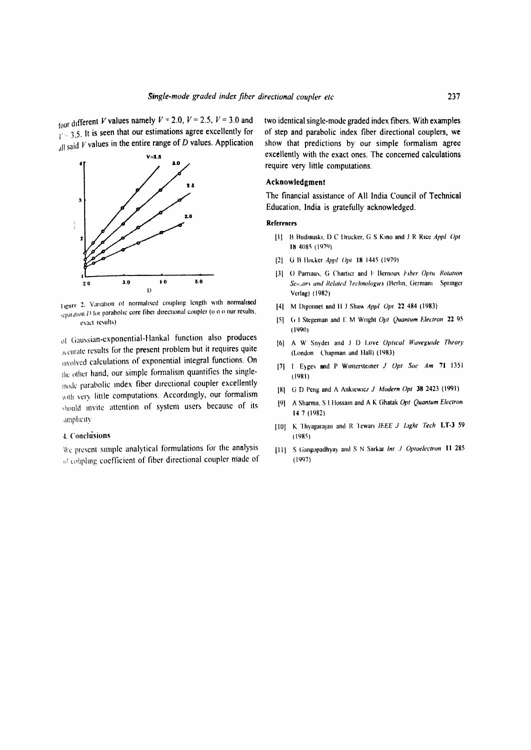four different $V$ values namely $V = 2.0$, $V = 2.5$, $V = 3.0$ and $V = 3.5$. It is seen that our estimations agree excellently for all said $V$ values in the entire range of $D$ values. Application

V=3.5

3.0

2.5

2.0

4

3

2

1

2.0

3.0

4.0

5.0

D

Figure 2. Variation of normalised coupling length with normalised separation $D$ for parabolic core fiber directional coupler (o o o our results, —— exact results)

of Gaussian-exponential-Hankal function also produces accurate results for the present problem but it requires quite involved calculations of exponential integral functions. On the other hand, our simple formalism quantifies the single-mode parabolic index fiber directional coupler excellently with very little computations. Accordingly, our formalism should invite attention of system users because of its simplicity.

## 4. Conclusions

We present simple analytical formulations for the analysis of coupling coefficient of fiber directional coupler made of two identical single-mode graded index fibers. With examples of step and parabolic index fiber directional couplers, we show that predictions by our simple formalism agree excellently with the exact ones. The concerned calculations require very little computations.

## Acknowledgment

The financial assistance of All India Council of Technical Education, India is gratefully acknowledged.

## References

[1] B Budiauski, D C Drucker, G S Kino and J R Rice *Appl Opt* **18** 4085 (1979)

[2] G B Hocker *Appl Opt* **18** 1445 (1979)

[3] O Parriaux, G Chartier and F Bernoux *Fiber Optic Rotation Sensors and Related Technologies* (Berlin, Germany : Springer Verlag) (1982)

[4] M Digonnet and H J Shaw *Appl Opt* **22** 484 (1983)

[5] G I Stegeman and E M Wright *Opt Quantum Electron* **22** 95 (1990)

[6] A W Snyder and J D Love *Optical Waveguide Theory* (London : Chapman and Hall) (1983)

[7] I Eyges and P Wintersteiner *J Opt Soc Am* **71** 1351 (1981)

[8] G D Peng and A Ankiewicz *J Modern Opt* **38** 2423 (1991)

[9] A Sharma, S I Hossain and A K Ghatak *Opt Quantum Electron* **14** 7 (1982)

[10] K Thyagarajan and R Tewari *IEEE J Light Tech* **LT-3** 59 (1985)

[11] S Gangopadhyay and S N Sarkar *Int J Optoelectron* **11** 285 (1997)